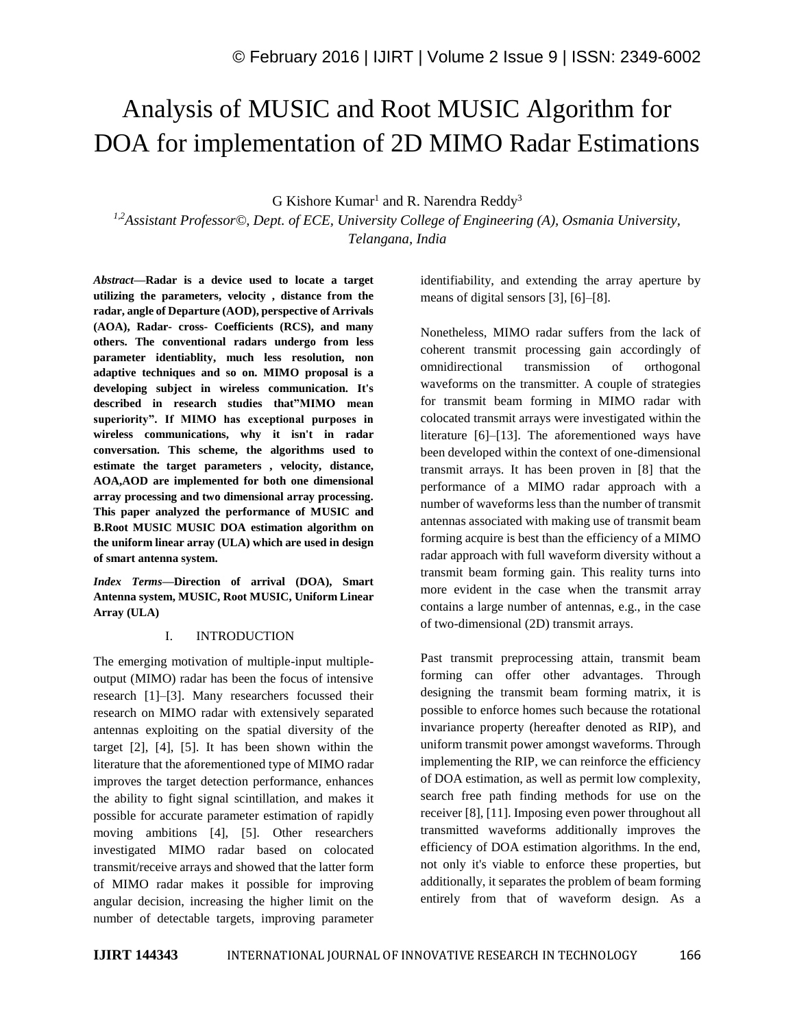# Analysis of MUSIC and Root MUSIC Algorithm for DOA for implementation of 2D MIMO Radar Estimations

G Kishore Kumar[1] and R. Narendra Reddy[3]

*[1,2]Assistant Professor©, Dept. of ECE, University College of Engineering (A), Osmania University, Telangana, India*

***Abstract*—Radar is a device used to locate a target utilizing the parameters, velocity , distance from the radar, angle of Departure (AOD), perspective of Arrivals (AOA), Radar- cross- Coefficients (RCS), and many others. The conventional radars undergo from less parameter identiablity, much less resolution, non adaptive techniques and so on. MIMO proposal is a developing subject in wireless communication. It's described in research studies that"MIMO mean superiority". If MIMO has exceptional purposes in wireless communications, why it isn't in radar conversation. This scheme, the algorithms used to estimate the target parameters , velocity, distance, AOA,AOD are implemented for both one dimensional array processing and two dimensional array processing. This paper analyzed the performance of MUSIC and B.Root MUSIC MUSIC DOA estimation algorithm on the uniform linear array (ULA) which are used in design of smart antenna system.**

***Index Terms*—Direction of arrival (DOA), Smart Antenna system, MUSIC, Root MUSIC, Uniform Linear Array (ULA)**

## I. INTRODUCTION

The emerging motivation of multiple-input multiple-output (MIMO) radar has been the focus of intensive research [1]–[3]. Many researchers focussed their research on MIMO radar with extensively separated antennas exploiting on the spatial diversity of the target [2], [4], [5]. It has been shown within the literature that the aforementioned type of MIMO radar improves the target detection performance, enhances the ability to fight signal scintillation, and makes it possible for accurate parameter estimation of rapidly moving ambitions [4], [5]. Other researchers investigated MIMO radar based on colocated transmit/receive arrays and showed that the latter form of MIMO radar makes it possible for improving angular decision, increasing the higher limit on the number of detectable targets, improving parameter identifiability, and extending the array aperture by means of digital sensors [3], [6]–[8].

Nonetheless, MIMO radar suffers from the lack of coherent transmit processing gain accordingly of omnidirectional transmission of orthogonal waveforms on the transmitter. A couple of strategies for transmit beam forming in MIMO radar with colocated transmit arrays were investigated within the literature [6]–[13]. The aforementioned ways have been developed within the context of one-dimensional transmit arrays. It has been proven in [8] that the performance of a MIMO radar approach with a number of waveforms less than the number of transmit antennas associated with making use of transmit beam forming acquire is best than the efficiency of a MIMO radar approach with full waveform diversity without a transmit beam forming gain. This reality turns into more evident in the case when the transmit array contains a large number of antennas, e.g., in the case of two-dimensional (2D) transmit arrays.

Past transmit preprocessing attain, transmit beam forming can offer other advantages. Through designing the transmit beam forming matrix, it is possible to enforce homes such because the rotational invariance property (hereafter denoted as RIP), and uniform transmit power amongst waveforms. Through implementing the RIP, we can reinforce the efficiency of DOA estimation, as well as permit low complexity, search free path finding methods for use on the receiver [8], [11]. Imposing even power throughout all transmitted waveforms additionally improves the efficiency of DOA estimation algorithms. In the end, not only it's viable to enforce these properties, but additionally, it separates the problem of beam forming entirely from that of waveform design. As a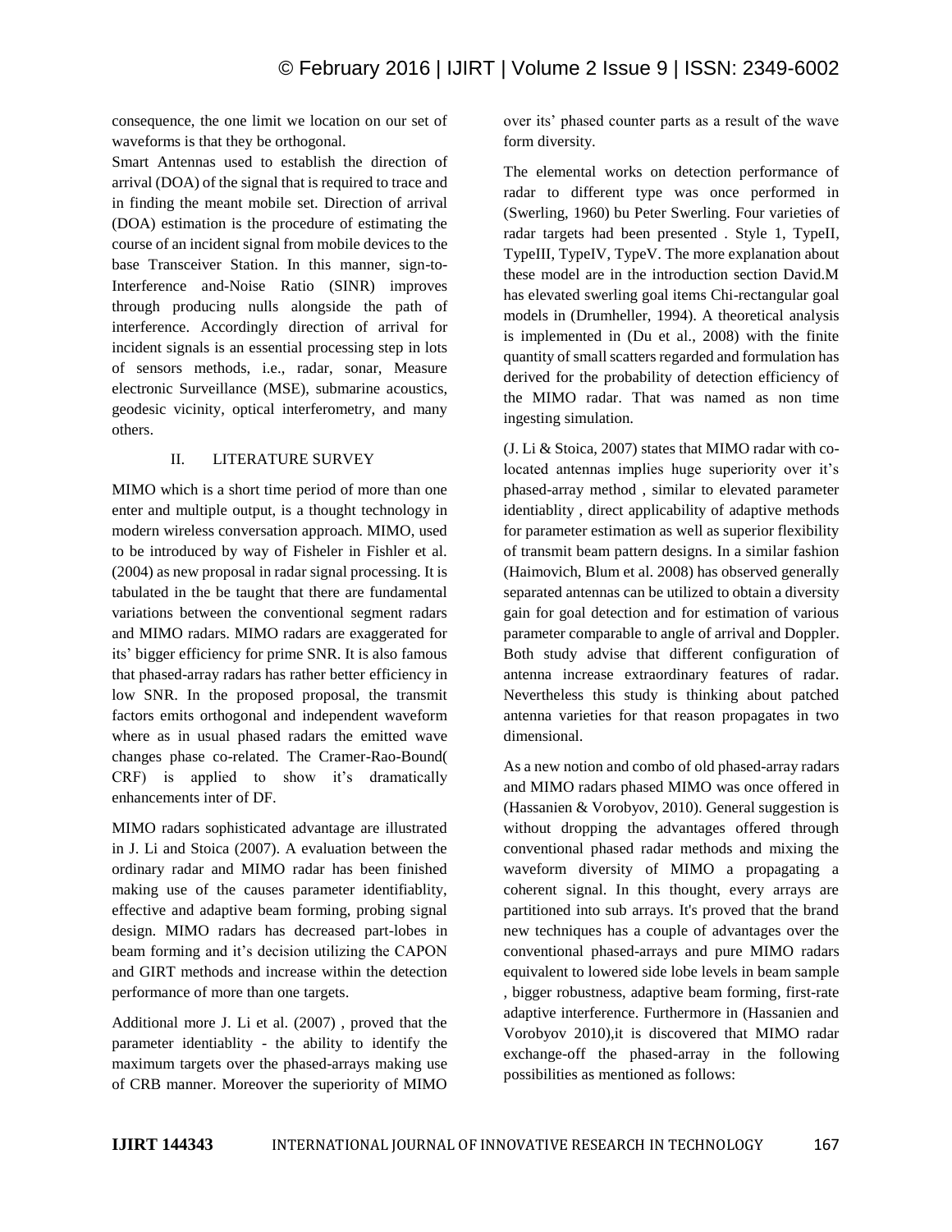consequence, the one limit we location on our set of waveforms is that they be orthogonal.

Smart Antennas used to establish the direction of arrival (DOA) of the signal that is required to trace and in finding the meant mobile set. Direction of arrival (DOA) estimation is the procedure of estimating the course of an incident signal from mobile devices to the base Transceiver Station. In this manner, sign-to-Interference and-Noise Ratio (SINR) improves through producing nulls alongside the path of interference. Accordingly direction of arrival for incident signals is an essential processing step in lots of sensors methods, i.e., radar, sonar, Measure electronic Surveillance (MSE), submarine acoustics, geodesic vicinity, optical interferometry, and many others.

## II. LITERATURE SURVEY

MIMO which is a short time period of more than one enter and multiple output, is a thought technology in modern wireless conversation approach. MIMO, used to be introduced by way of Fisheler in Fishler et al. (2004) as new proposal in radar signal processing. It is tabulated in the be taught that there are fundamental variations between the conventional segment radars and MIMO radars. MIMO radars are exaggerated for its' bigger efficiency for prime SNR. It is also famous that phased-array radars has rather better efficiency in low SNR. In the proposed proposal, the transmit factors emits orthogonal and independent waveform where as in usual phased radars the emitted wave changes phase co-related. The Cramer-Rao-Bound( CRF) is applied to show it's dramatically enhancements inter of DF.

MIMO radars sophisticated advantage are illustrated in J. Li and Stoica (2007). A evaluation between the ordinary radar and MIMO radar has been finished making use of the causes parameter identifiablity, effective and adaptive beam forming, probing signal design. MIMO radars has decreased part-lobes in beam forming and it's decision utilizing the CAPON and GIRT methods and increase within the detection performance of more than one targets.

Additional more J. Li et al. (2007) , proved that the parameter identiablity - the ability to identify the maximum targets over the phased-arrays making use of CRB manner. Moreover the superiority of MIMO over its' phased counter parts as a result of the wave form diversity.

The elemental works on detection performance of radar to different type was once performed in (Swerling, 1960) bu Peter Swerling. Four varieties of radar targets had been presented . Style 1, TypeII, TypeIII, TypeIV, TypeV. The more explanation about these model are in the introduction section David.M has elevated swerling goal items Chi-rectangular goal models in (Drumheller, 1994). A theoretical analysis is implemented in (Du et al., 2008) with the finite quantity of small scatters regarded and formulation has derived for the probability of detection efficiency of the MIMO radar. That was named as non time ingesting simulation.

(J. Li & Stoica, 2007) states that MIMO radar with co-located antennas implies huge superiority over it's phased-array method , similar to elevated parameter identiablity , direct applicability of adaptive methods for parameter estimation as well as superior flexibility of transmit beam pattern designs. In a similar fashion (Haimovich, Blum et al. 2008) has observed generally separated antennas can be utilized to obtain a diversity gain for goal detection and for estimation of various parameter comparable to angle of arrival and Doppler. Both study advise that different configuration of antenna increase extraordinary features of radar. Nevertheless this study is thinking about patched antenna varieties for that reason propagates in two dimensional.

As a new notion and combo of old phased-array radars and MIMO radars phased MIMO was once offered in (Hassanien & Vorobyov, 2010). General suggestion is without dropping the advantages offered through conventional phased radar methods and mixing the waveform diversity of MIMO a propagating a coherent signal. In this thought, every arrays are partitioned into sub arrays. It's proved that the brand new techniques has a couple of advantages over the conventional phased-arrays and pure MIMO radars equivalent to lowered side lobe levels in beam sample , bigger robustness, adaptive beam forming, first-rate adaptive interference. Furthermore in (Hassanien and Vorobyov 2010),it is discovered that MIMO radar exchange-off the phased-array in the following possibilities as mentioned as follows: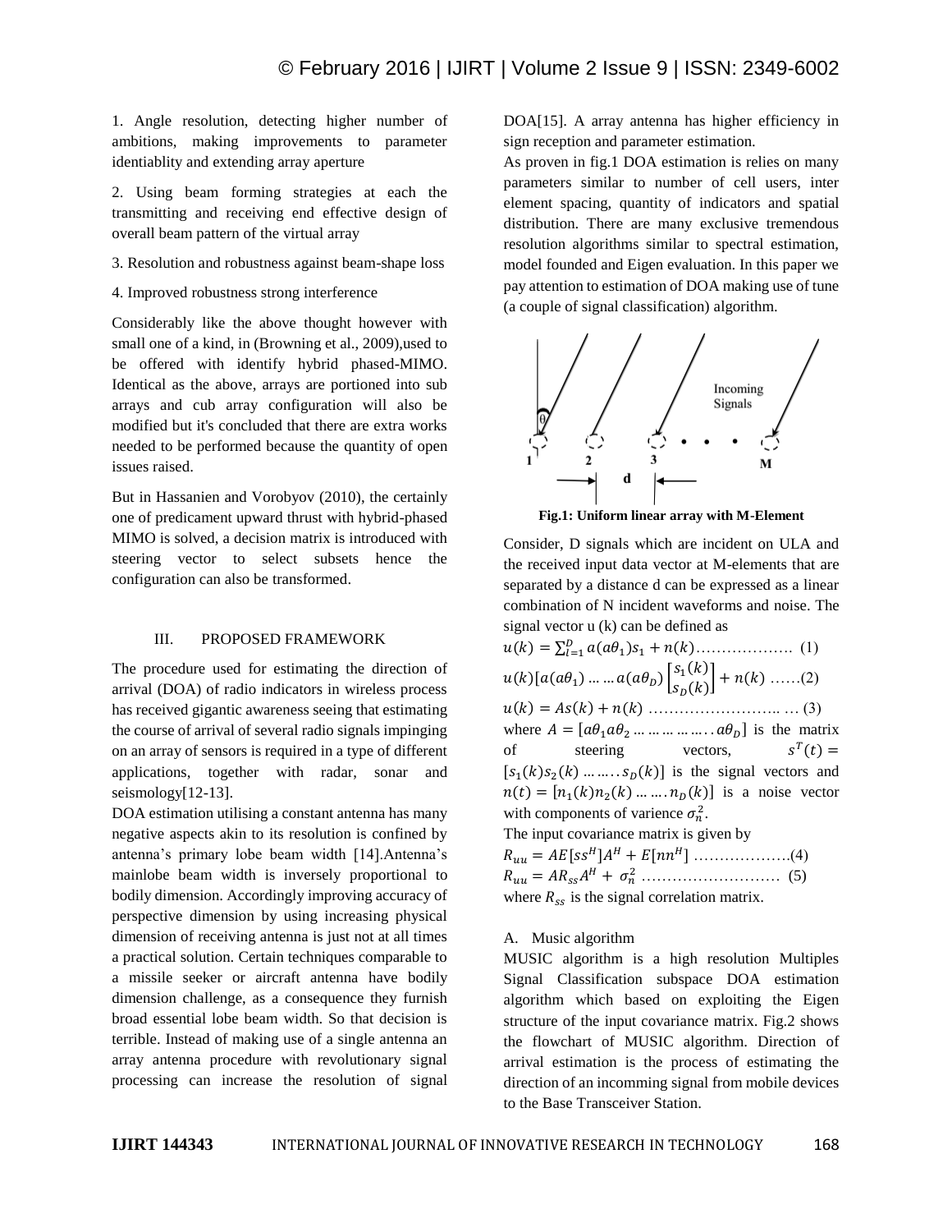1. Angle resolution, detecting higher number of ambitions, making improvements to parameter identiablity and extending array aperture

2. Using beam forming strategies at each the transmitting and receiving end effective design of overall beam pattern of the virtual array

3. Resolution and robustness against beam-shape loss

4. Improved robustness strong interference

Considerably like the above thought however with small one of a kind, in (Browning et al., 2009),used to be offered with identify hybrid phased-MIMO. Identical as the above, arrays are portioned into sub arrays and cub array configuration will also be modified but it's concluded that there are extra works needed to be performed because the quantity of open issues raised.

But in Hassanien and Vorobyov (2010), the certainly one of predicament upward thrust with hybrid-phased MIMO is solved, a decision matrix is introduced with steering vector to select subsets hence the configuration can also be transformed.

## III. PROPOSED FRAMEWORK

The procedure used for estimating the direction of arrival (DOA) of radio indicators in wireless process has received gigantic awareness seeing that estimating the course of arrival of several radio signals impinging on an array of sensors is required in a type of different applications, together with radar, sonar and seismology[12-13].

DOA estimation utilising a constant antenna has many negative aspects akin to its resolution is confined by antenna's primary lobe beam width [14].Antenna's mainlobe beam width is inversely proportional to bodily dimension. Accordingly improving accuracy of perspective dimension by using increasing physical dimension of receiving antenna is just not at all times a practical solution. Certain techniques comparable to a missile seeker or aircraft antenna have bodily dimension challenge, as a consequence they furnish broad essential lobe beam width. So that decision is terrible. Instead of making use of a single antenna an array antenna procedure with revolutionary signal processing can increase the resolution of signal DOA[15]. A array antenna has higher efficiency in sign reception and parameter estimation.

As proven in fig.1 DOA estimation is relies on many parameters similar to number of cell users, inter element spacing, quantity of indicators and spatial distribution. There are many exclusive tremendous resolution algorithms similar to spectral estimation, model founded and Eigen evaluation. In this paper we pay attention to estimation of DOA making use of tune (a couple of signal classification) algorithm.

**Fig.1: Uniform linear array with M-Element**

Consider, D signals which are incident on ULA and the received input data vector at M-elements that are separated by a distance d can be expressed as a linear combination of N incident waveforms and noise. The signal vector u (k) can be defined as

$$u(k) = \sum_{l=1}^{D} a(a\theta_1)s_1 + n(k) \ldots\ldots\ldots\ldots\ldots\ldots \quad (1)$$

$$u(k)[a(a\theta_1) \ldots\ldots a(a\theta_D)\begin{bmatrix} s_1(k) \\ s_D(k) \end{bmatrix} + n(k) \quad \ldots\ldots(2)$$

$$u(k) = As(k) + n(k) \ldots\ldots\ldots\ldots\ldots\ldots\ldots\ldots \ldots (3)$$

where $A = [a\theta_1 a\theta_2 \ldots\ldots\ldots\ldots\ldots\ldots . a\theta_D]$ is the matrix of steering vectors, $s^T(t) = [s_1(k)s_2(k) \ldots\ldots .s_D(k)]$ is the signal vectors and $n(t) = [n_1(k)n_2(k) \ldots\ldots .n_D(k)]$ is a noise vector with components of varience $\sigma_n^2$.

The input covariance matrix is given by

$$R_{uu} = AE[ss^H]A^H + E[nn^H] \ldots\ldots\ldots\ldots\ldots\ldots .(4)$$

$$R_{uu} = AR_{ss}A^H + \sigma_n^2 \ldots\ldots\ldots\ldots\ldots\ldots\ldots\ldots\ldots \quad (5)$$

where $R_{ss}$ is the signal correlation matrix.

### A. Music algorithm

MUSIC algorithm is a high resolution Multiples Signal Classification subspace DOA estimation algorithm which based on exploiting the Eigen structure of the input covariance matrix. Fig.2 shows the flowchart of MUSIC algorithm. Direction of arrival estimation is the process of estimating the direction of an incomming signal from mobile devices to the Base Transceiver Station.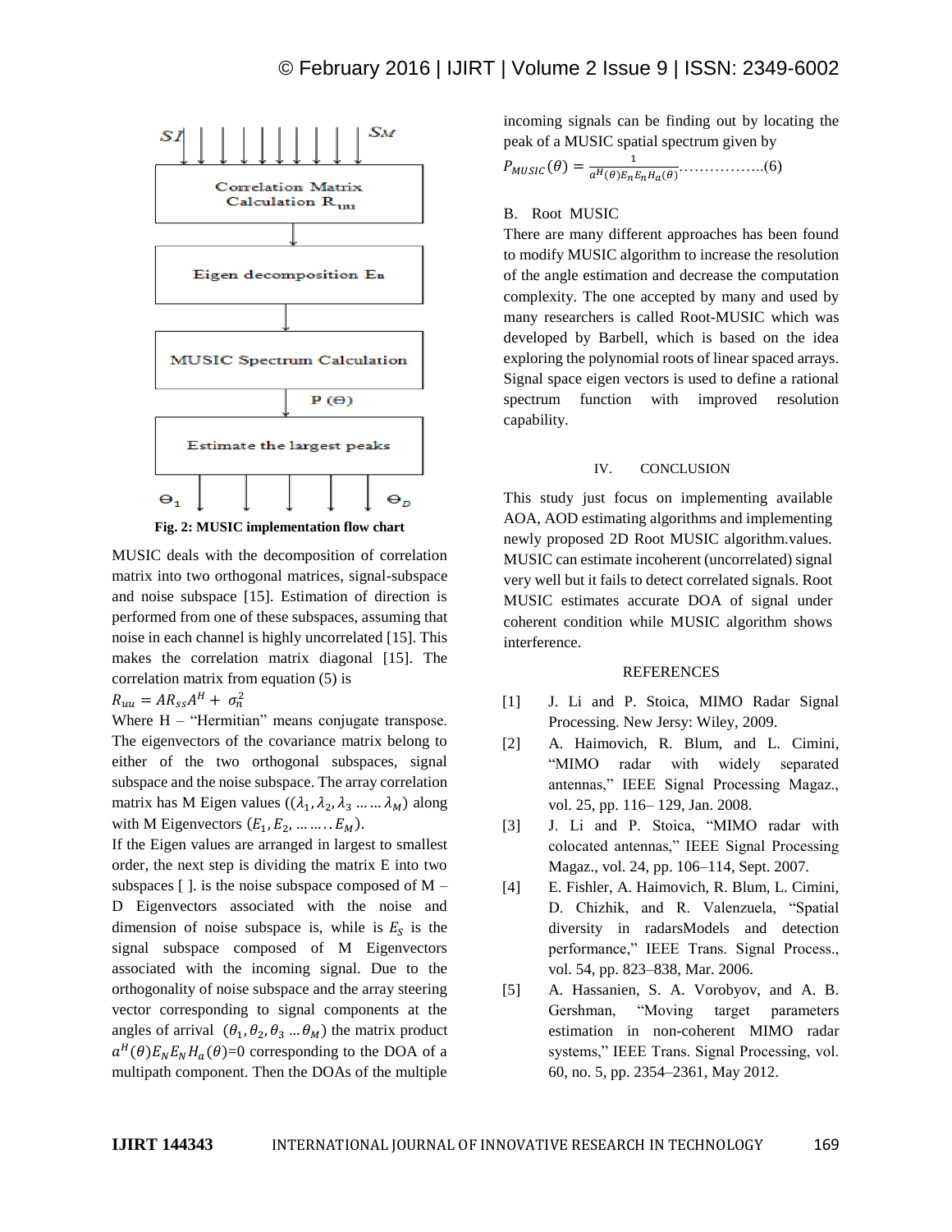Fig. 2: MUSIC implementation flow chart

MUSIC deals with the decomposition of correlation matrix into two orthogonal matrices, signal-subspace and noise subspace [15]. Estimation of direction is performed from one of these subspaces, assuming that noise in each channel is highly uncorrelated [15]. This makes the correlation matrix diagonal [15]. The correlation matrix from equation (5) is

$R_{uu} = AR_{ss}A^H + \sigma_n^2$

Where H – "Hermitian" means conjugate transpose. The eigenvectors of the covariance matrix belong to either of the two orthogonal subspaces, signal subspace and the noise subspace. The array correlation matrix has M Eigen values $((\lambda_1, \lambda_2, \lambda_3 \ldots \ldots \lambda_M)$ along with M Eigenvectors $(E_1, E_2, \ldots \ldots . . E_M)$.

If the Eigen values are arranged in largest to smallest order, the next step is dividing the matrix E into two subspaces [ ]. is the noise subspace composed of M – D Eigenvectors associated with the noise and dimension of noise subspace is, while is $E_S$ is the signal subspace composed of M Eigenvectors associated with the incoming signal. Due to the orthogonality of noise subspace and the array steering vector corresponding to signal components at the angles of arrival $(\theta_1, \theta_2, \theta_3 \ldots \theta_M)$ the matrix product $a^H(\theta)E_N E_N H_a(\theta)$=0 corresponding to the DOA of a multipath component. Then the DOAs of the multiple incoming signals can be finding out by locating the peak of a MUSIC spatial spectrum given by

$$P_{MUSIC}(\theta) = \frac{1}{a^H(\theta)E_n E_n H_a(\theta)} \ldots\ldots\ldots\ldots\ldots\ldots (6)$$

## B. Root MUSIC

There are many different approaches has been found to modify MUSIC algorithm to increase the resolution of the angle estimation and decrease the computation complexity. The one accepted by many and used by many researchers is called Root-MUSIC which was developed by Barbell, which is based on the idea exploring the polynomial roots of linear spaced arrays. Signal space eigen vectors is used to define a rational spectrum function with improved resolution capability.

# IV. CONCLUSION

This study just focus on implementing available AOA, AOD estimating algorithms and implementing newly proposed 2D Root MUSIC algorithm.values. MUSIC can estimate incoherent (uncorrelated) signal very well but it fails to detect correlated signals. Root MUSIC estimates accurate DOA of signal under coherent condition while MUSIC algorithm shows interference.

# REFERENCES

[1] J. Li and P. Stoica, MIMO Radar Signal Processing. New Jersy: Wiley, 2009.

[2] A. Haimovich, R. Blum, and L. Cimini, "MIMO radar with widely separated antennas," IEEE Signal Processing Magaz., vol. 25, pp. 116– 129, Jan. 2008.

[3] J. Li and P. Stoica, "MIMO radar with colocated antennas," IEEE Signal Processing Magaz., vol. 24, pp. 106–114, Sept. 2007.

[4] E. Fishler, A. Haimovich, R. Blum, L. Cimini, D. Chizhik, and R. Valenzuela, "Spatial diversity in radarsModels and detection performance," IEEE Trans. Signal Process., vol. 54, pp. 823–838, Mar. 2006.

[5] A. Hassanien, S. A. Vorobyov, and A. B. Gershman, "Moving target parameters estimation in non-coherent MIMO radar systems," IEEE Trans. Signal Processing, vol. 60, no. 5, pp. 2354–2361, May 2012.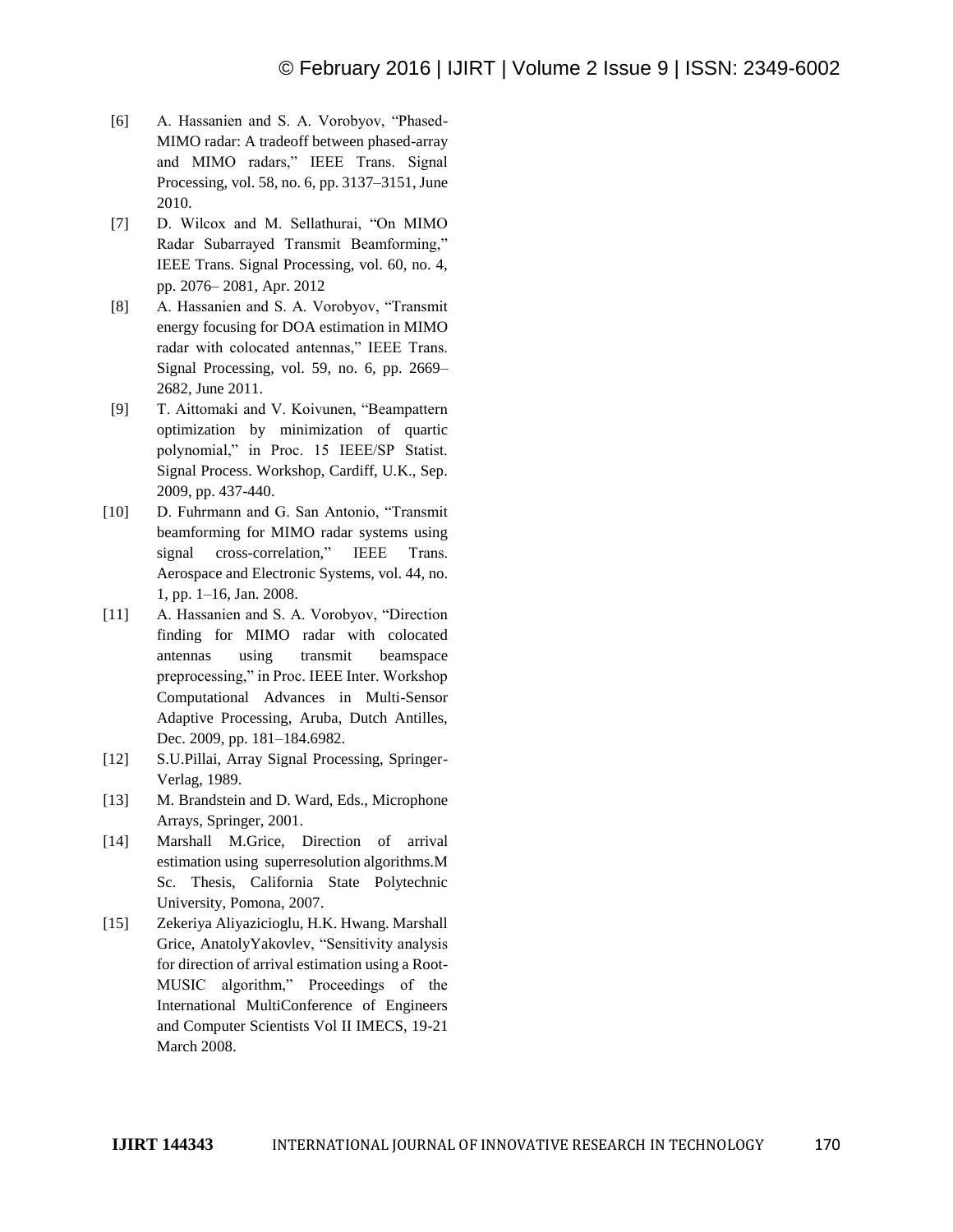[6] A. Hassanien and S. A. Vorobyov, "Phased-MIMO radar: A tradeoff between phased-array and MIMO radars," IEEE Trans. Signal Processing, vol. 58, no. 6, pp. 3137–3151, June 2010.

[7] D. Wilcox and M. Sellathurai, "On MIMO Radar Subarrayed Transmit Beamforming," IEEE Trans. Signal Processing, vol. 60, no. 4, pp. 2076– 2081, Apr. 2012

[8] A. Hassanien and S. A. Vorobyov, "Transmit energy focusing for DOA estimation in MIMO radar with colocated antennas," IEEE Trans. Signal Processing, vol. 59, no. 6, pp. 2669–2682, June 2011.

[9] T. Aittomaki and V. Koivunen, "Beampattern optimization by minimization of quartic polynomial," in Proc. 15 IEEE/SP Statist. Signal Process. Workshop, Cardiff, U.K., Sep. 2009, pp. 437-440.

[10] D. Fuhrmann and G. San Antonio, "Transmit beamforming for MIMO radar systems using signal cross-correlation," IEEE Trans. Aerospace and Electronic Systems, vol. 44, no. 1, pp. 1–16, Jan. 2008.

[11] A. Hassanien and S. A. Vorobyov, "Direction finding for MIMO radar with colocated antennas using transmit beamspace preprocessing," in Proc. IEEE Inter. Workshop Computational Advances in Multi-Sensor Adaptive Processing, Aruba, Dutch Antilles, Dec. 2009, pp. 181–184.6982.

[12] S.U.Pillai, Array Signal Processing, Springer-Verlag, 1989.

[13] M. Brandstein and D. Ward, Eds., Microphone Arrays, Springer, 2001.

[14] Marshall M.Grice, Direction of arrival estimation using superresolution algorithms.M Sc. Thesis, California State Polytechnic University, Pomona, 2007.

[15] Zekeriya Aliyazicioglu, H.K. Hwang. Marshall Grice, AnatolyYakovlev, "Sensitivity analysis for direction of arrival estimation using a Root-MUSIC algorithm," Proceedings of the International MultiConference of Engineers and Computer Scientists Vol II IMECS, 19-21 March 2008.